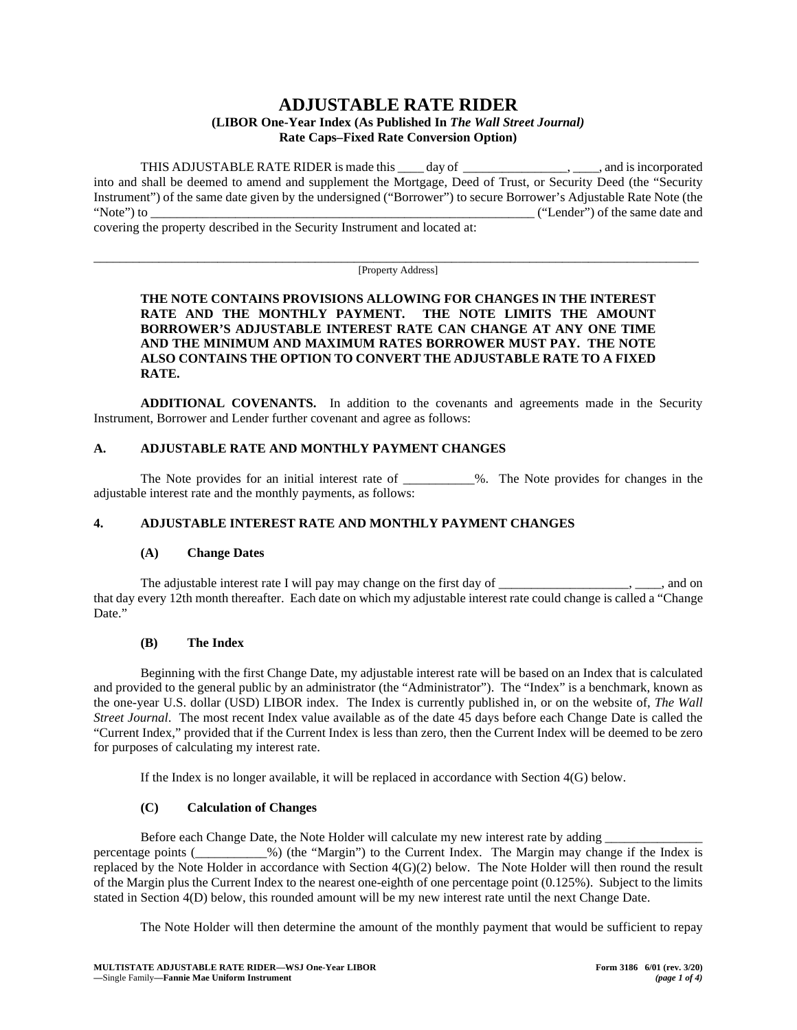# ADJUSTABLE RATE RIDER

**(LIBOR One-Year Index (As Published In *The Wall Street Journal*)**
**Rate Caps–Fixed Rate Conversion Option)**

THIS ADJUSTABLE RATE RIDER is made this ____ day of ________________, ____, and is incorporated into and shall be deemed to amend and supplement the Mortgage, Deed of Trust, or Security Deed (the "Security Instrument") of the same date given by the undersigned ("Borrower") to secure Borrower's Adjustable Rate Note (the "Note") to ____________________________________________________________ ("Lender") of the same date and covering the property described in the Security Instrument and located at:

______________________________________________________________________________________________
[Property Address]

**THE NOTE CONTAINS PROVISIONS ALLOWING FOR CHANGES IN THE INTEREST RATE AND THE MONTHLY PAYMENT. THE NOTE LIMITS THE AMOUNT BORROWER'S ADJUSTABLE INTEREST RATE CAN CHANGE AT ANY ONE TIME AND THE MINIMUM AND MAXIMUM RATES BORROWER MUST PAY. THE NOTE ALSO CONTAINS THE OPTION TO CONVERT THE ADJUSTABLE RATE TO A FIXED RATE.**

**ADDITIONAL COVENANTS.** In addition to the covenants and agreements made in the Security Instrument, Borrower and Lender further covenant and agree as follows:

## A. ADJUSTABLE RATE AND MONTHLY PAYMENT CHANGES

The Note provides for an initial interest rate of ___________%. The Note provides for changes in the adjustable interest rate and the monthly payments, as follows:

## 4. ADJUSTABLE INTEREST RATE AND MONTHLY PAYMENT CHANGES

### (A) Change Dates

The adjustable interest rate I will pay may change on the first day of ____________________, ____, and on that day every 12th month thereafter. Each date on which my adjustable interest rate could change is called a "Change Date."

### (B) The Index

Beginning with the first Change Date, my adjustable interest rate will be based on an Index that is calculated and provided to the general public by an administrator (the "Administrator"). The "Index" is a benchmark, known as the one-year U.S. dollar (USD) LIBOR index. The Index is currently published in, or on the website of, *The Wall Street Journal*. The most recent Index value available as of the date 45 days before each Change Date is called the "Current Index," provided that if the Current Index is less than zero, then the Current Index will be deemed to be zero for purposes of calculating my interest rate.

If the Index is no longer available, it will be replaced in accordance with Section 4(G) below.

### (C) Calculation of Changes

Before each Change Date, the Note Holder will calculate my new interest rate by adding _______________ percentage points (___________%) (the "Margin") to the Current Index. The Margin may change if the Index is replaced by the Note Holder in accordance with Section 4(G)(2) below. The Note Holder will then round the result of the Margin plus the Current Index to the nearest one-eighth of one percentage point (0.125%). Subject to the limits stated in Section 4(D) below, this rounded amount will be my new interest rate until the next Change Date.

The Note Holder will then determine the amount of the monthly payment that would be sufficient to repay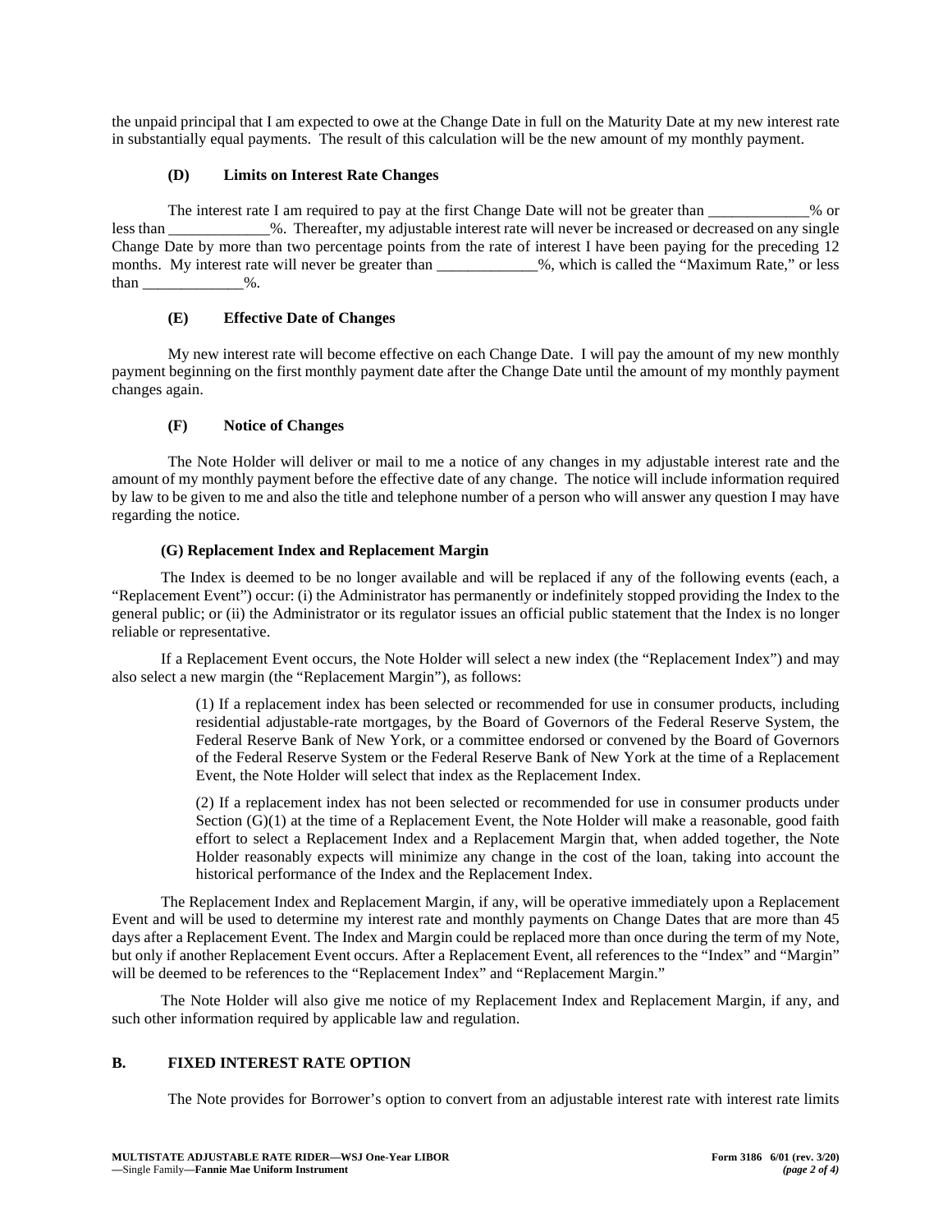the unpaid principal that I am expected to owe at the Change Date in full on the Maturity Date at my new interest rate in substantially equal payments. The result of this calculation will be the new amount of my monthly payment.

**(D) Limits on Interest Rate Changes**

The interest rate I am required to pay at the first Change Date will not be greater than _____________% or less than _____________%. Thereafter, my adjustable interest rate will never be increased or decreased on any single Change Date by more than two percentage points from the rate of interest I have been paying for the preceding 12 months. My interest rate will never be greater than _____________%, which is called the "Maximum Rate," or less than _____________%.

**(E) Effective Date of Changes**

My new interest rate will become effective on each Change Date. I will pay the amount of my new monthly payment beginning on the first monthly payment date after the Change Date until the amount of my monthly payment changes again.

**(F) Notice of Changes**

The Note Holder will deliver or mail to me a notice of any changes in my adjustable interest rate and the amount of my monthly payment before the effective date of any change. The notice will include information required by law to be given to me and also the title and telephone number of a person who will answer any question I may have regarding the notice.

**(G) Replacement Index and Replacement Margin**

The Index is deemed to be no longer available and will be replaced if any of the following events (each, a "Replacement Event") occur: (i) the Administrator has permanently or indefinitely stopped providing the Index to the general public; or (ii) the Administrator or its regulator issues an official public statement that the Index is no longer reliable or representative.

If a Replacement Event occurs, the Note Holder will select a new index (the "Replacement Index") and may also select a new margin (the "Replacement Margin"), as follows:

> (1) If a replacement index has been selected or recommended for use in consumer products, including residential adjustable-rate mortgages, by the Board of Governors of the Federal Reserve System, the Federal Reserve Bank of New York, or a committee endorsed or convened by the Board of Governors of the Federal Reserve System or the Federal Reserve Bank of New York at the time of a Replacement Event, the Note Holder will select that index as the Replacement Index.
>
> (2) If a replacement index has not been selected or recommended for use in consumer products under Section (G)(1) at the time of a Replacement Event, the Note Holder will make a reasonable, good faith effort to select a Replacement Index and a Replacement Margin that, when added together, the Note Holder reasonably expects will minimize any change in the cost of the loan, taking into account the historical performance of the Index and the Replacement Index.

The Replacement Index and Replacement Margin, if any, will be operative immediately upon a Replacement Event and will be used to determine my interest rate and monthly payments on Change Dates that are more than 45 days after a Replacement Event. The Index and Margin could be replaced more than once during the term of my Note, but only if another Replacement Event occurs. After a Replacement Event, all references to the "Index" and "Margin" will be deemed to be references to the "Replacement Index" and "Replacement Margin."

The Note Holder will also give me notice of my Replacement Index and Replacement Margin, if any, and such other information required by applicable law and regulation.

## B. FIXED INTEREST RATE OPTION

The Note provides for Borrower's option to convert from an adjustable interest rate with interest rate limits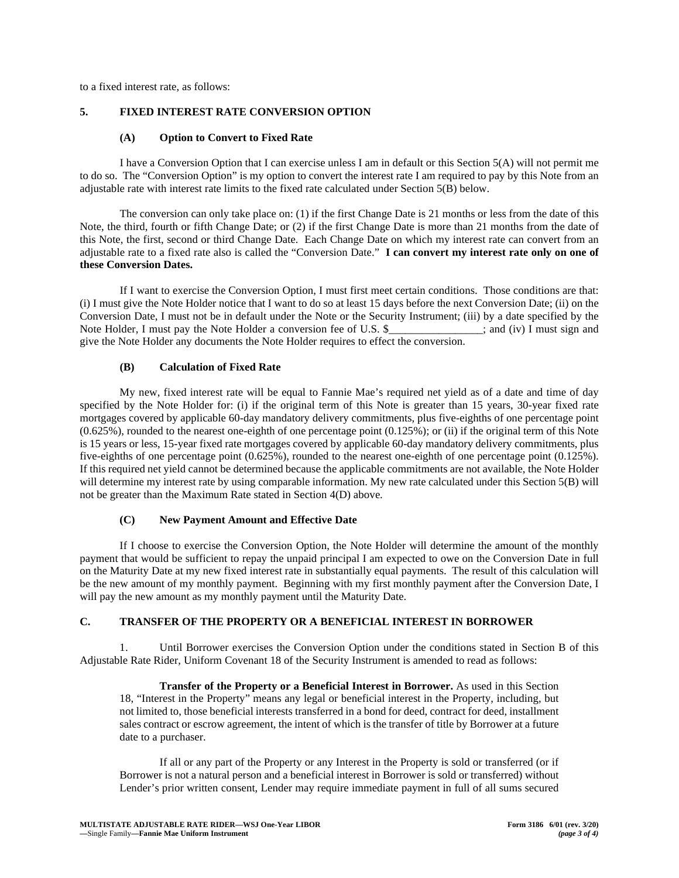to a fixed interest rate, as follows:

## 5. FIXED INTEREST RATE CONVERSION OPTION

### (A) Option to Convert to Fixed Rate

I have a Conversion Option that I can exercise unless I am in default or this Section 5(A) will not permit me to do so. The "Conversion Option" is my option to convert the interest rate I am required to pay by this Note from an adjustable rate with interest rate limits to the fixed rate calculated under Section 5(B) below.

The conversion can only take place on: (1) if the first Change Date is 21 months or less from the date of this Note, the third, fourth or fifth Change Date; or (2) if the first Change Date is more than 21 months from the date of this Note, the first, second or third Change Date. Each Change Date on which my interest rate can convert from an adjustable rate to a fixed rate also is called the "Conversion Date." **I can convert my interest rate only on one of these Conversion Dates.**

If I want to exercise the Conversion Option, I must first meet certain conditions. Those conditions are that: (i) I must give the Note Holder notice that I want to do so at least 15 days before the next Conversion Date; (ii) on the Conversion Date, I must not be in default under the Note or the Security Instrument; (iii) by a date specified by the Note Holder, I must pay the Note Holder a conversion fee of U.S. $________________; and (iv) I must sign and give the Note Holder any documents the Note Holder requires to effect the conversion.

### (B) Calculation of Fixed Rate

My new, fixed interest rate will be equal to Fannie Mae's required net yield as of a date and time of day specified by the Note Holder for: (i) if the original term of this Note is greater than 15 years, 30-year fixed rate mortgages covered by applicable 60-day mandatory delivery commitments, plus five-eighths of one percentage point (0.625%), rounded to the nearest one-eighth of one percentage point (0.125%); or (ii) if the original term of this Note is 15 years or less, 15-year fixed rate mortgages covered by applicable 60-day mandatory delivery commitments, plus five-eighths of one percentage point (0.625%), rounded to the nearest one-eighth of one percentage point (0.125%). If this required net yield cannot be determined because the applicable commitments are not available, the Note Holder will determine my interest rate by using comparable information. My new rate calculated under this Section 5(B) will not be greater than the Maximum Rate stated in Section 4(D) above.

### (C) New Payment Amount and Effective Date

If I choose to exercise the Conversion Option, the Note Holder will determine the amount of the monthly payment that would be sufficient to repay the unpaid principal I am expected to owe on the Conversion Date in full on the Maturity Date at my new fixed interest rate in substantially equal payments. The result of this calculation will be the new amount of my monthly payment. Beginning with my first monthly payment after the Conversion Date, I will pay the new amount as my monthly payment until the Maturity Date.

## C. TRANSFER OF THE PROPERTY OR A BENEFICIAL INTEREST IN BORROWER

1. Until Borrower exercises the Conversion Option under the conditions stated in Section B of this Adjustable Rate Rider, Uniform Covenant 18 of the Security Instrument is amended to read as follows:

> **Transfer of the Property or a Beneficial Interest in Borrower.** As used in this Section 18, "Interest in the Property" means any legal or beneficial interest in the Property, including, but not limited to, those beneficial interests transferred in a bond for deed, contract for deed, installment sales contract or escrow agreement, the intent of which is the transfer of title by Borrower at a future date to a purchaser.
>
> If all or any part of the Property or any Interest in the Property is sold or transferred (or if Borrower is not a natural person and a beneficial interest in Borrower is sold or transferred) without Lender's prior written consent, Lender may require immediate payment in full of all sums secured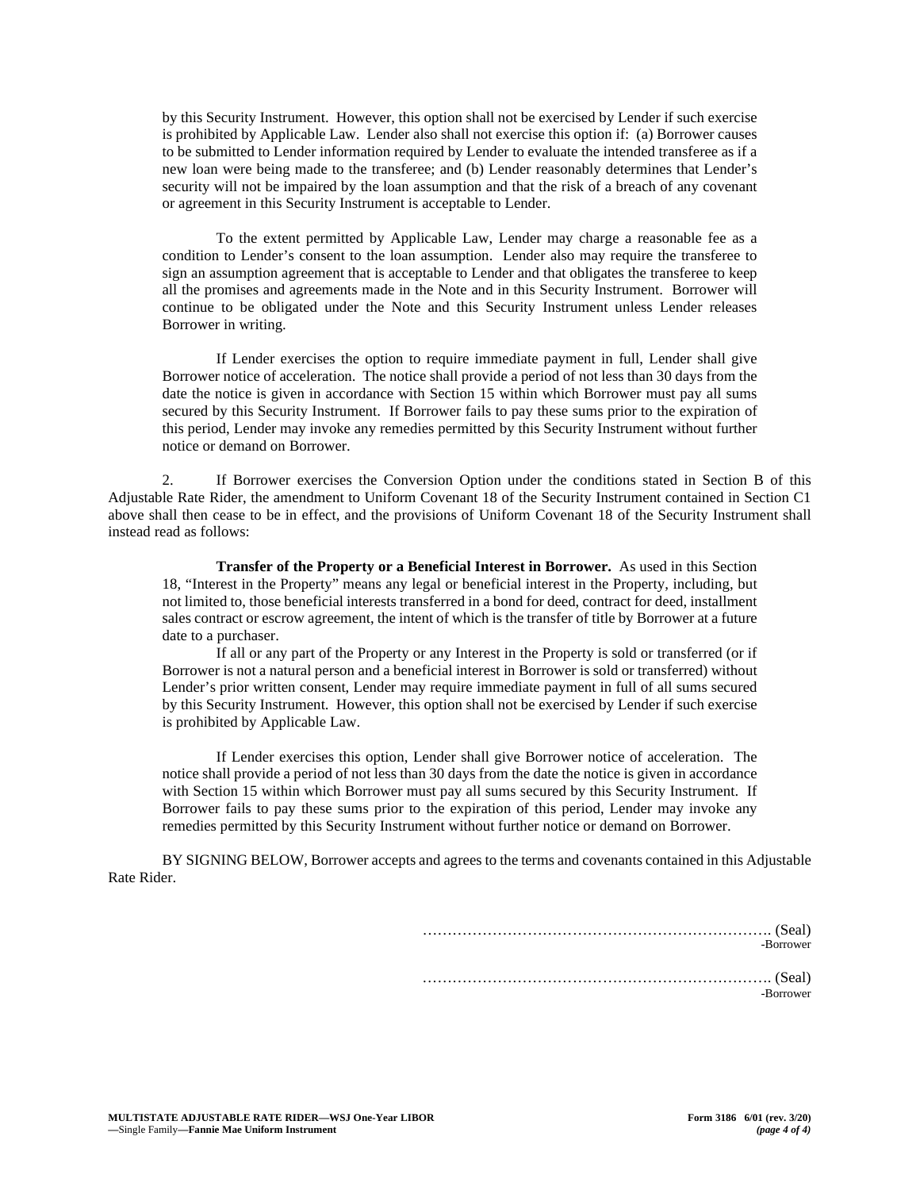by this Security Instrument. However, this option shall not be exercised by Lender if such exercise is prohibited by Applicable Law. Lender also shall not exercise this option if: (a) Borrower causes to be submitted to Lender information required by Lender to evaluate the intended transferee as if a new loan were being made to the transferee; and (b) Lender reasonably determines that Lender's security will not be impaired by the loan assumption and that the risk of a breach of any covenant or agreement in this Security Instrument is acceptable to Lender.

To the extent permitted by Applicable Law, Lender may charge a reasonable fee as a condition to Lender's consent to the loan assumption. Lender also may require the transferee to sign an assumption agreement that is acceptable to Lender and that obligates the transferee to keep all the promises and agreements made in the Note and in this Security Instrument. Borrower will continue to be obligated under the Note and this Security Instrument unless Lender releases Borrower in writing.

If Lender exercises the option to require immediate payment in full, Lender shall give Borrower notice of acceleration. The notice shall provide a period of not less than 30 days from the date the notice is given in accordance with Section 15 within which Borrower must pay all sums secured by this Security Instrument. If Borrower fails to pay these sums prior to the expiration of this period, Lender may invoke any remedies permitted by this Security Instrument without further notice or demand on Borrower.

2. If Borrower exercises the Conversion Option under the conditions stated in Section B of this Adjustable Rate Rider, the amendment to Uniform Covenant 18 of the Security Instrument contained in Section C1 above shall then cease to be in effect, and the provisions of Uniform Covenant 18 of the Security Instrument shall instead read as follows:

**Transfer of the Property or a Beneficial Interest in Borrower.** As used in this Section 18, "Interest in the Property" means any legal or beneficial interest in the Property, including, but not limited to, those beneficial interests transferred in a bond for deed, contract for deed, installment sales contract or escrow agreement, the intent of which is the transfer of title by Borrower at a future date to a purchaser.

If all or any part of the Property or any Interest in the Property is sold or transferred (or if Borrower is not a natural person and a beneficial interest in Borrower is sold or transferred) without Lender's prior written consent, Lender may require immediate payment in full of all sums secured by this Security Instrument. However, this option shall not be exercised by Lender if such exercise is prohibited by Applicable Law.

If Lender exercises this option, Lender shall give Borrower notice of acceleration. The notice shall provide a period of not less than 30 days from the date the notice is given in accordance with Section 15 within which Borrower must pay all sums secured by this Security Instrument. If Borrower fails to pay these sums prior to the expiration of this period, Lender may invoke any remedies permitted by this Security Instrument without further notice or demand on Borrower.

BY SIGNING BELOW, Borrower accepts and agrees to the terms and covenants contained in this Adjustable Rate Rider.

………………………………………………………………. (Seal)
-Borrower

………………………………………………………………. (Seal)
-Borrower